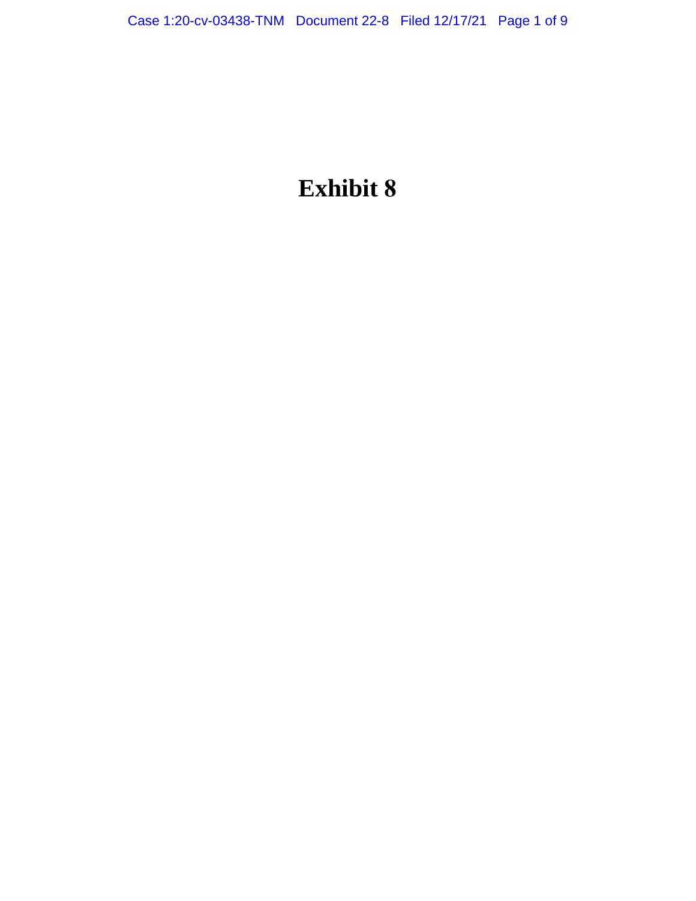# Exhibit 8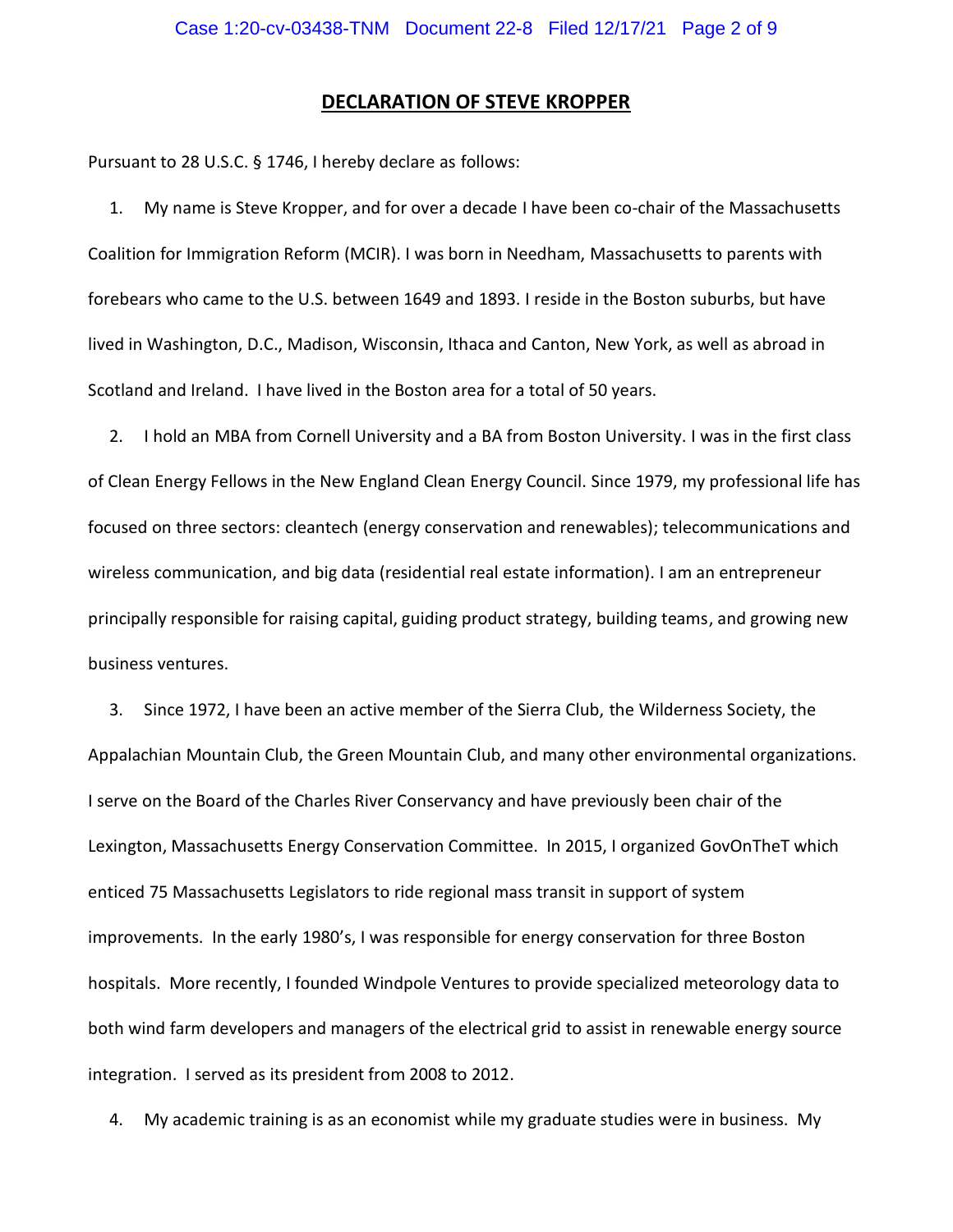## DECLARATION OF STEVE KROPPER

Pursuant to 28 U.S.C. § 1746, I hereby declare as follows:

1. My name is Steve Kropper, and for over a decade I have been co-chair of the Massachusetts Coalition for Immigration Reform (MCIR). I was born in Needham, Massachusetts to parents with forebears who came to the U.S. between 1649 and 1893. I reside in the Boston suburbs, but have lived in Washington, D.C., Madison, Wisconsin, Ithaca and Canton, New York, as well as abroad in Scotland and Ireland. I have lived in the Boston area for a total of 50 years.

2. I hold an MBA from Cornell University and a BA from Boston University. I was in the first class of Clean Energy Fellows in the New England Clean Energy Council. Since 1979, my professional life has focused on three sectors: cleantech (energy conservation and renewables); telecommunications and wireless communication, and big data (residential real estate information). I am an entrepreneur principally responsible for raising capital, guiding product strategy, building teams, and growing new business ventures.

3. Since 1972, I have been an active member of the Sierra Club, the Wilderness Society, the Appalachian Mountain Club, the Green Mountain Club, and many other environmental organizations. I serve on the Board of the Charles River Conservancy and have previously been chair of the Lexington, Massachusetts Energy Conservation Committee. In 2015, I organized GovOnTheT which enticed 75 Massachusetts Legislators to ride regional mass transit in support of system improvements. In the early 1980's, I was responsible for energy conservation for three Boston hospitals. More recently, I founded Windpole Ventures to provide specialized meteorology data to both wind farm developers and managers of the electrical grid to assist in renewable energy source integration. I served as its president from 2008 to 2012.

4. My academic training is as an economist while my graduate studies were in business. My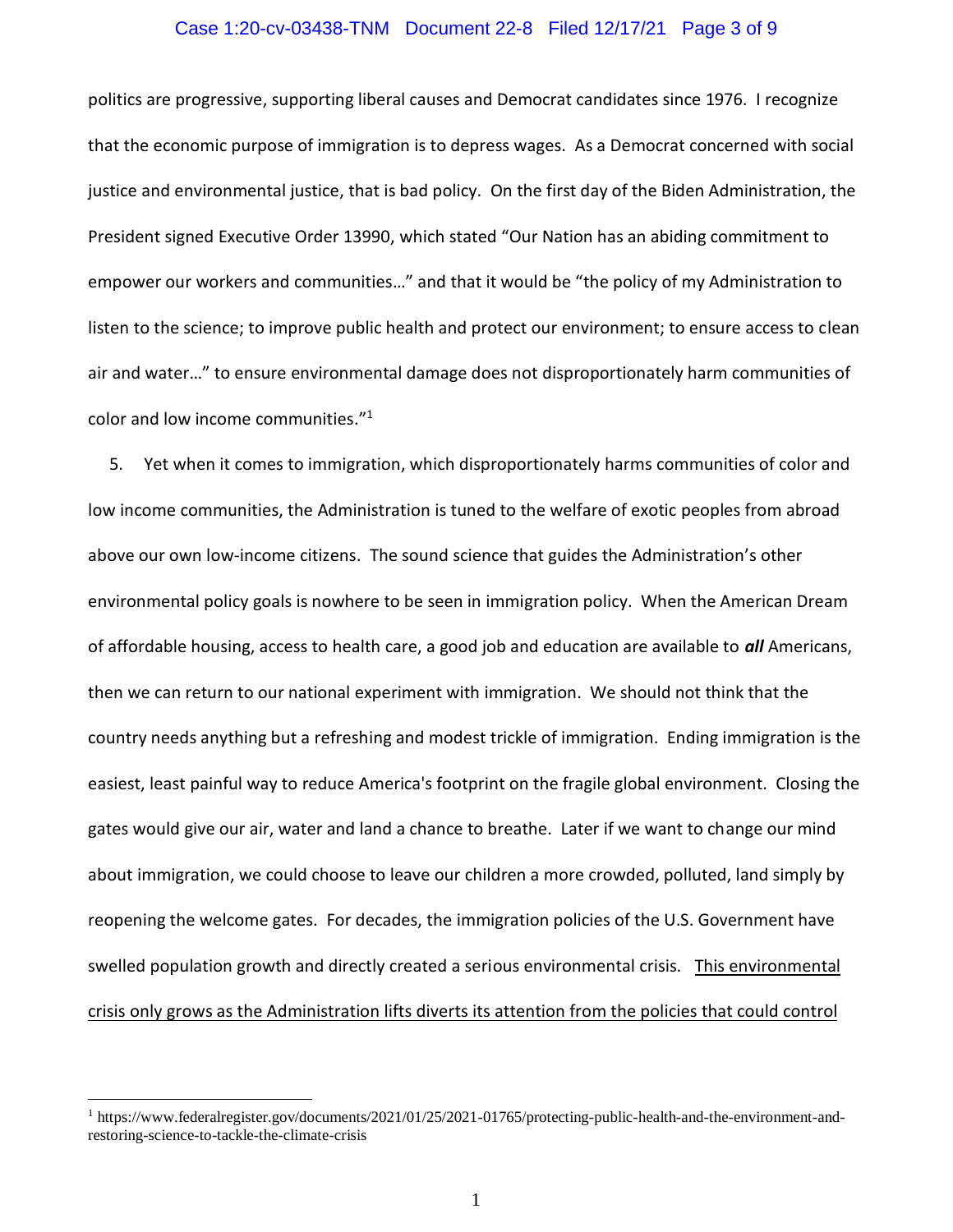politics are progressive, supporting liberal causes and Democrat candidates since 1976. I recognize that the economic purpose of immigration is to depress wages. As a Democrat concerned with social justice and environmental justice, that is bad policy. On the first day of the Biden Administration, the President signed Executive Order 13990, which stated "Our Nation has an abiding commitment to empower our workers and communities…" and that it would be "the policy of my Administration to listen to the science; to improve public health and protect our environment; to ensure access to clean air and water…" to ensure environmental damage does not disproportionately harm communities of color and low income communities."[1]

5. Yet when it comes to immigration, which disproportionately harms communities of color and low income communities, the Administration is tuned to the welfare of exotic peoples from abroad above our own low-income citizens. The sound science that guides the Administration's other environmental policy goals is nowhere to be seen in immigration policy. When the American Dream of affordable housing, access to health care, a good job and education are available to ***all*** Americans, then we can return to our national experiment with immigration. We should not think that the country needs anything but a refreshing and modest trickle of immigration. Ending immigration is the easiest, least painful way to reduce America's footprint on the fragile global environment. Closing the gates would give our air, water and land a chance to breathe. Later if we want to change our mind about immigration, we could choose to leave our children a more crowded, polluted, land simply by reopening the welcome gates. For decades, the immigration policies of the U.S. Government have swelled population growth and directly created a serious environmental crisis. <u>This environmental crisis only grows as the Administration lifts diverts its attention from the policies that could control</u>

[1] https://www.federalregister.gov/documents/2021/01/25/2021-01765/protecting-public-health-and-the-environment-and-restoring-science-to-tackle-the-climate-crisis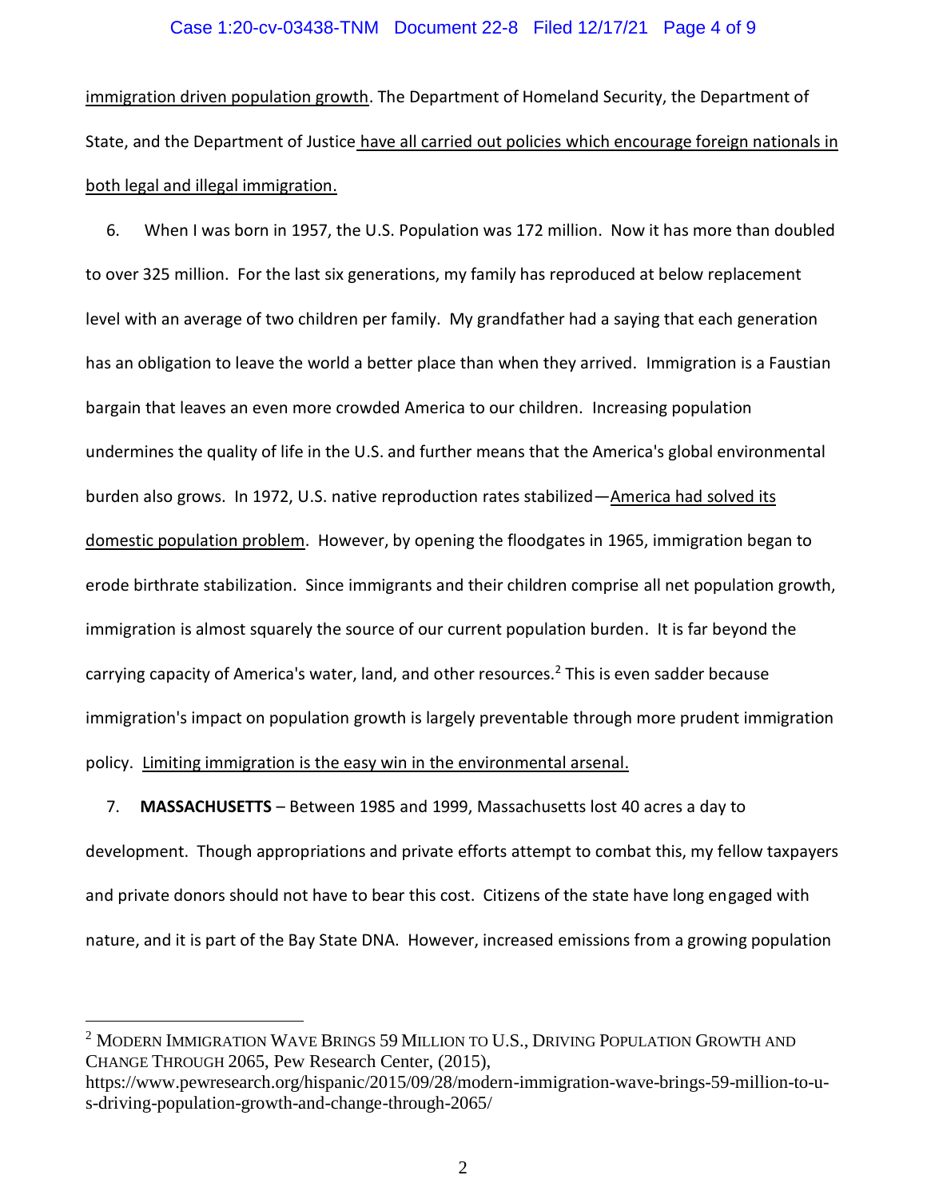<u>immigration driven population growth</u>. The Department of Homeland Security, the Department of State, and the Department of Justice <u>have all carried out policies which encourage foreign nationals in both legal and illegal immigration.</u>

6. When I was born in 1957, the U.S. Population was 172 million. Now it has more than doubled to over 325 million. For the last six generations, my family has reproduced at below replacement level with an average of two children per family. My grandfather had a saying that each generation has an obligation to leave the world a better place than when they arrived. Immigration is a Faustian bargain that leaves an even more crowded America to our children. Increasing population undermines the quality of life in the U.S. and further means that the America's global environmental burden also grows. In 1972, U.S. native reproduction rates stabilized—<u>America had solved its domestic population problem</u>. However, by opening the floodgates in 1965, immigration began to erode birthrate stabilization. Since immigrants and their children comprise all net population growth, immigration is almost squarely the source of our current population burden. It is far beyond the carrying capacity of America's water, land, and other resources.[2] This is even sadder because immigration's impact on population growth is largely preventable through more prudent immigration policy. <u>Limiting immigration is the easy win in the environmental arsenal.</u>

7. **MASSACHUSETTS** – Between 1985 and 1999, Massachusetts lost 40 acres a day to development. Though appropriations and private efforts attempt to combat this, my fellow taxpayers and private donors should not have to bear this cost. Citizens of the state have long engaged with nature, and it is part of the Bay State DNA. However, increased emissions from a growing population

---

[2] MODERN IMMIGRATION WAVE BRINGS 59 MILLION TO U.S., DRIVING POPULATION GROWTH AND CHANGE THROUGH 2065, Pew Research Center, (2015), https://www.pewresearch.org/hispanic/2015/09/28/modern-immigration-wave-brings-59-million-to-u-s-driving-population-growth-and-change-through-2065/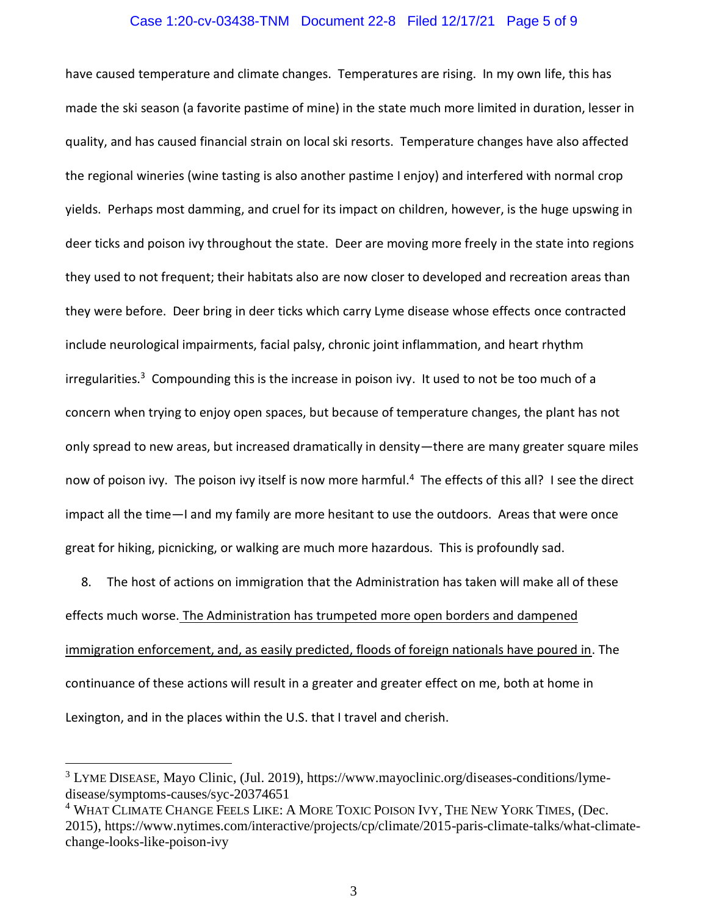have caused temperature and climate changes. Temperatures are rising. In my own life, this has made the ski season (a favorite pastime of mine) in the state much more limited in duration, lesser in quality, and has caused financial strain on local ski resorts. Temperature changes have also affected the regional wineries (wine tasting is also another pastime I enjoy) and interfered with normal crop yields. Perhaps most damming, and cruel for its impact on children, however, is the huge upswing in deer ticks and poison ivy throughout the state. Deer are moving more freely in the state into regions they used to not frequent; their habitats also are now closer to developed and recreation areas than they were before. Deer bring in deer ticks which carry Lyme disease whose effects once contracted include neurological impairments, facial palsy, chronic joint inflammation, and heart rhythm irregularities.[3] Compounding this is the increase in poison ivy. It used to not be too much of a concern when trying to enjoy open spaces, but because of temperature changes, the plant has not only spread to new areas, but increased dramatically in density—there are many greater square miles now of poison ivy. The poison ivy itself is now more harmful.[4] The effects of this all? I see the direct impact all the time—I and my family are more hesitant to use the outdoors. Areas that were once great for hiking, picnicking, or walking are much more hazardous. This is profoundly sad.

8. The host of actions on immigration that the Administration has taken will make all of these effects much worse. <u>The Administration has trumpeted more open borders and dampened immigration enforcement, and, as easily predicted, floods of foreign nationals have poured in</u>. The continuance of these actions will result in a greater and greater effect on me, both at home in Lexington, and in the places within the U.S. that I travel and cherish.

---

[3] LYME DISEASE, Mayo Clinic, (Jul. 2019), https://www.mayoclinic.org/diseases-conditions/lyme-disease/symptoms-causes/syc-20374651

[4] WHAT CLIMATE CHANGE FEELS LIKE: A MORE TOXIC POISON IVY, THE NEW YORK TIMES, (Dec. 2015), https://www.nytimes.com/interactive/projects/cp/climate/2015-paris-climate-talks/what-climate-change-looks-like-poison-ivy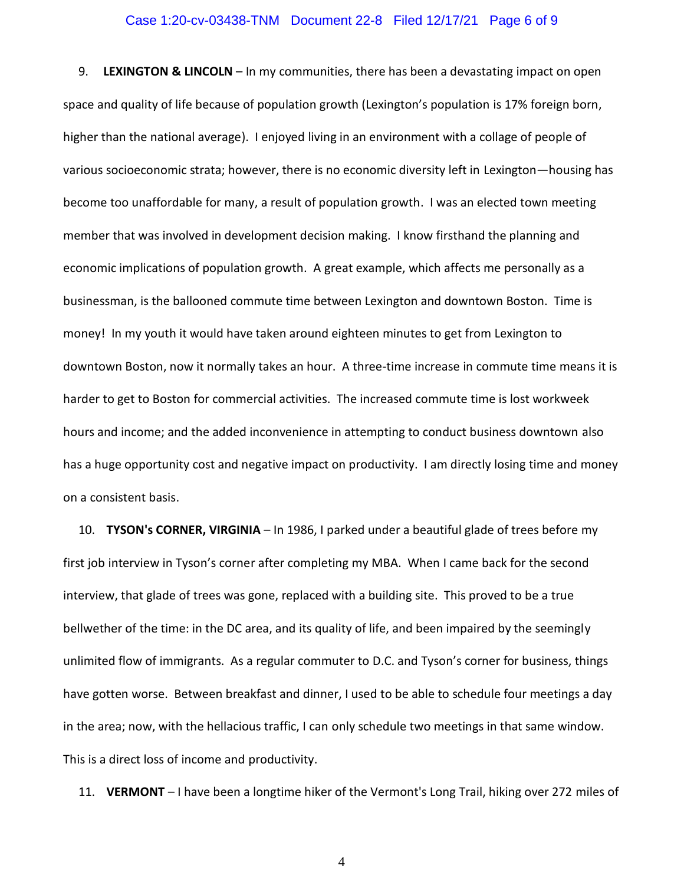9. **LEXINGTON & LINCOLN** – In my communities, there has been a devastating impact on open space and quality of life because of population growth (Lexington's population is 17% foreign born, higher than the national average). I enjoyed living in an environment with a collage of people of various socioeconomic strata; however, there is no economic diversity left in Lexington—housing has become too unaffordable for many, a result of population growth. I was an elected town meeting member that was involved in development decision making. I know firsthand the planning and economic implications of population growth. A great example, which affects me personally as a businessman, is the ballooned commute time between Lexington and downtown Boston. Time is money! In my youth it would have taken around eighteen minutes to get from Lexington to downtown Boston, now it normally takes an hour. A three-time increase in commute time means it is harder to get to Boston for commercial activities. The increased commute time is lost workweek hours and income; and the added inconvenience in attempting to conduct business downtown also has a huge opportunity cost and negative impact on productivity. I am directly losing time and money on a consistent basis.

10. **TYSON's CORNER, VIRGINIA** – In 1986, I parked under a beautiful glade of trees before my first job interview in Tyson's corner after completing my MBA. When I came back for the second interview, that glade of trees was gone, replaced with a building site. This proved to be a true bellwether of the time: in the DC area, and its quality of life, and been impaired by the seemingly unlimited flow of immigrants. As a regular commuter to D.C. and Tyson's corner for business, things have gotten worse. Between breakfast and dinner, I used to be able to schedule four meetings a day in the area; now, with the hellacious traffic, I can only schedule two meetings in that same window. This is a direct loss of income and productivity.

11. **VERMONT** – I have been a longtime hiker of the Vermont's Long Trail, hiking over 272 miles of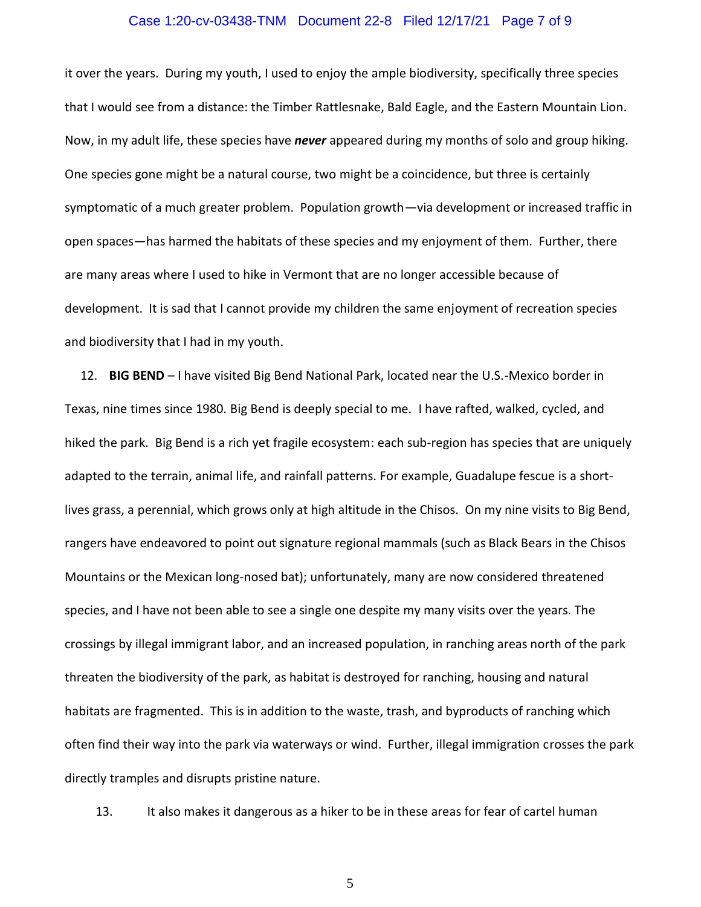it over the years. During my youth, I used to enjoy the ample biodiversity, specifically three species that I would see from a distance: the Timber Rattlesnake, Bald Eagle, and the Eastern Mountain Lion. Now, in my adult life, these species have ***never*** appeared during my months of solo and group hiking. One species gone might be a natural course, two might be a coincidence, but three is certainly symptomatic of a much greater problem. Population growth—via development or increased traffic in open spaces—has harmed the habitats of these species and my enjoyment of them. Further, there are many areas where I used to hike in Vermont that are no longer accessible because of development. It is sad that I cannot provide my children the same enjoyment of recreation species and biodiversity that I had in my youth.

12. **BIG BEND** – I have visited Big Bend National Park, located near the U.S.-Mexico border in Texas, nine times since 1980. Big Bend is deeply special to me. I have rafted, walked, cycled, and hiked the park. Big Bend is a rich yet fragile ecosystem: each sub-region has species that are uniquely adapted to the terrain, animal life, and rainfall patterns. For example, Guadalupe fescue is a short-lives grass, a perennial, which grows only at high altitude in the Chisos. On my nine visits to Big Bend, rangers have endeavored to point out signature regional mammals (such as Black Bears in the Chisos Mountains or the Mexican long-nosed bat); unfortunately, many are now considered threatened species, and I have not been able to see a single one despite my many visits over the years. The crossings by illegal immigrant labor, and an increased population, in ranching areas north of the park threaten the biodiversity of the park, as habitat is destroyed for ranching, housing and natural habitats are fragmented. This is in addition to the waste, trash, and byproducts of ranching which often find their way into the park via waterways or wind. Further, illegal immigration crosses the park directly tramples and disrupts pristine nature.

13. It also makes it dangerous as a hiker to be in these areas for fear of cartel human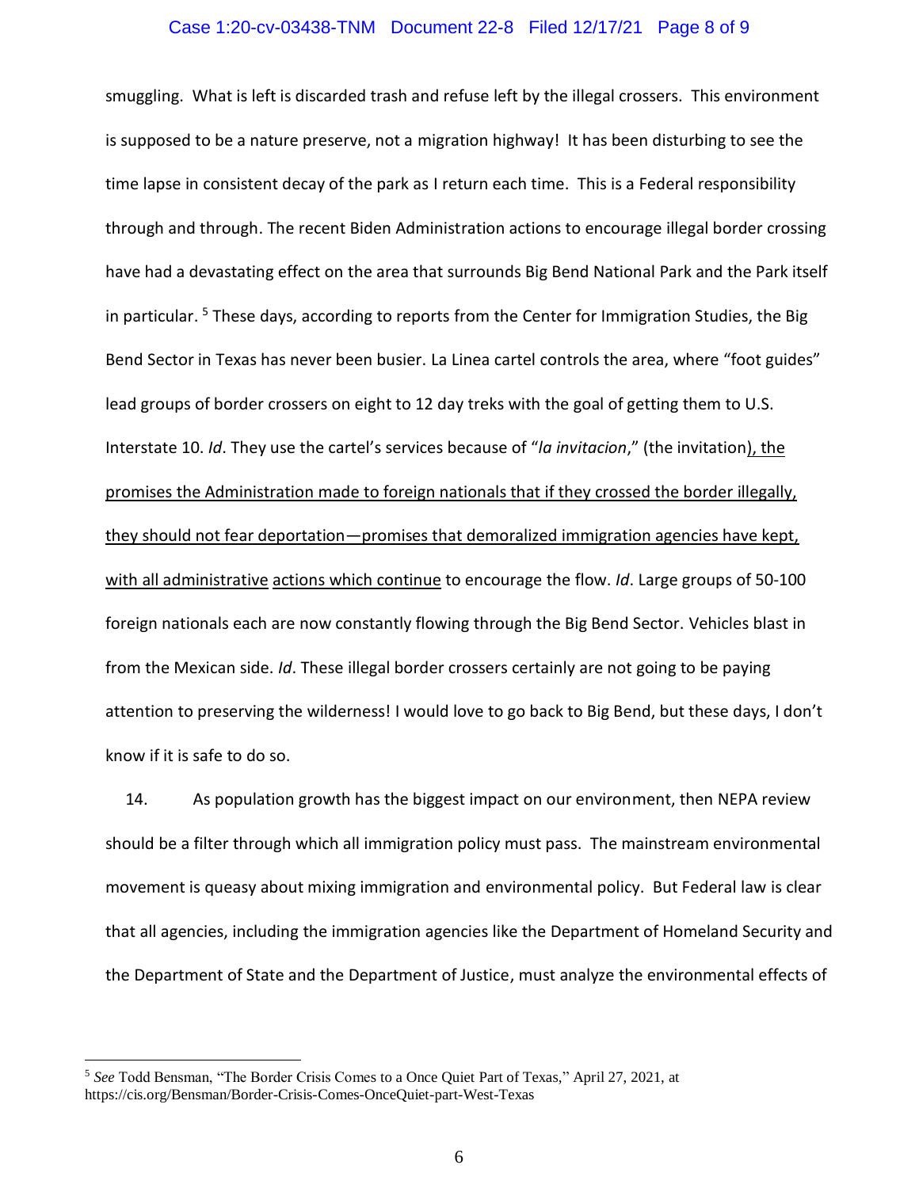smuggling. What is left is discarded trash and refuse left by the illegal crossers. This environment is supposed to be a nature preserve, not a migration highway! It has been disturbing to see the time lapse in consistent decay of the park as I return each time. This is a Federal responsibility through and through. The recent Biden Administration actions to encourage illegal border crossing have had a devastating effect on the area that surrounds Big Bend National Park and the Park itself in particular. [5] These days, according to reports from the Center for Immigration Studies, the Big Bend Sector in Texas has never been busier. La Linea cartel controls the area, where "foot guides" lead groups of border crossers on eight to 12 day treks with the goal of getting them to U.S. Interstate 10. *Id*. They use the cartel's services because of "*la invitacion*," (the invitation), <u>the promises the Administration made to foreign nationals that if they crossed the border illegally, they should not fear deportation—promises that demoralized immigration agencies have kept, with all administrative actions which continue</u> to encourage the flow. *Id*. Large groups of 50-100 foreign nationals each are now constantly flowing through the Big Bend Sector. Vehicles blast in from the Mexican side. *Id*. These illegal border crossers certainly are not going to be paying attention to preserving the wilderness! I would love to go back to Big Bend, but these days, I don't know if it is safe to do so.

14. As population growth has the biggest impact on our environment, then NEPA review should be a filter through which all immigration policy must pass. The mainstream environmental movement is queasy about mixing immigration and environmental policy. But Federal law is clear that all agencies, including the immigration agencies like the Department of Homeland Security and the Department of State and the Department of Justice, must analyze the environmental effects of

---

[5] *See* Todd Bensman, "The Border Crisis Comes to a Once Quiet Part of Texas," April 27, 2021, at https://cis.org/Bensman/Border-Crisis-Comes-OnceQuiet-part-West-Texas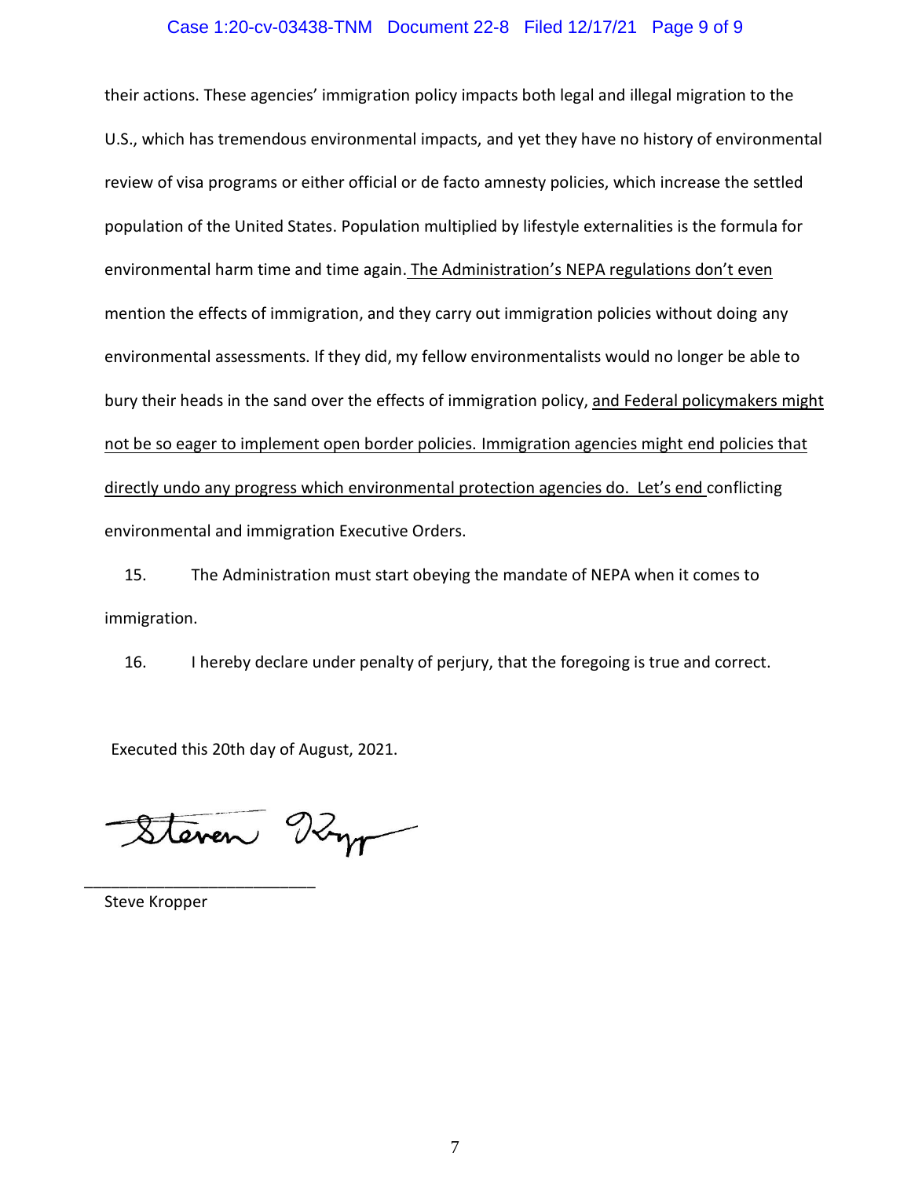their actions. These agencies' immigration policy impacts both legal and illegal migration to the U.S., which has tremendous environmental impacts, and yet they have no history of environmental review of visa programs or either official or de facto amnesty policies, which increase the settled population of the United States. Population multiplied by lifestyle externalities is the formula for environmental harm time and time again. The Administration's NEPA regulations don't even mention the effects of immigration, and they carry out immigration policies without doing any environmental assessments. If they did, my fellow environmentalists would no longer be able to bury their heads in the sand over the effects of immigration policy, and Federal policymakers might not be so eager to implement open border policies. Immigration agencies might end policies that directly undo any progress which environmental protection agencies do. Let's end conflicting environmental and immigration Executive Orders.

15. The Administration must start obeying the mandate of NEPA when it comes to immigration.

16. I hereby declare under penalty of perjury, that the foregoing is true and correct.

Executed this 20th day of August, 2021.

Steven Kropper

\_\_\_\_\_\_\_\_\_\_\_\_\_\_\_\_\_\_\_\_\_\_\_\_\_\_\_

Steve Kropper